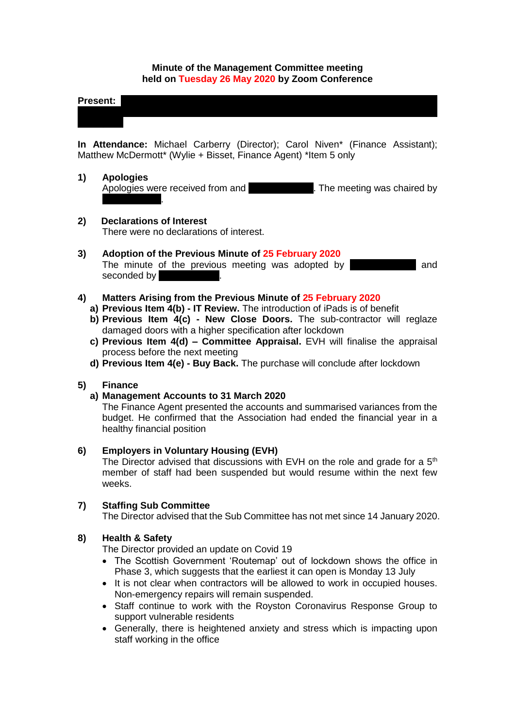**Minute of the Management Committee meeting**
**held on Tuesday 26 May 2020 by Zoom Conference**

**Present:**

**In Attendance:** Michael Carberry (Director); Carol Niven* (Finance Assistant); Matthew McDermott* (Wylie + Bisset, Finance Agent) *Item 5 only

**1) Apologies**

Apologies were received from and . The meeting was chaired by .

**2) Declarations of Interest**

There were no declarations of interest.

**3) Adoption of the Previous Minute of 25 February 2020**

The minute of the previous meeting was adopted by and seconded by .

**4) Matters Arising from the Previous Minute of 25 February 2020**

a) **Previous Item 4(b) - IT Review.** The introduction of iPads is of benefit
b) **Previous Item 4(c) - New Close Doors.** The sub-contractor will reglaze damaged doors with a higher specification after lockdown
c) **Previous Item 4(d) – Committee Appraisal.** EVH will finalise the appraisal process before the next meeting
d) **Previous Item 4(e) - Buy Back.** The purchase will conclude after lockdown

**5) Finance**

a) **Management Accounts to 31 March 2020**

The Finance Agent presented the accounts and summarised variances from the budget. He confirmed that the Association had ended the financial year in a healthy financial position

**6) Employers in Voluntary Housing (EVH)**

The Director advised that discussions with EVH on the role and grade for a 5th member of staff had been suspended but would resume within the next few weeks.

**7) Staffing Sub Committee**

The Director advised that the Sub Committee has not met since 14 January 2020.

**8) Health & Safety**

The Director provided an update on Covid 19

- The Scottish Government 'Routemap' out of lockdown shows the office in Phase 3, which suggests that the earliest it can open is Monday 13 July
- It is not clear when contractors will be allowed to work in occupied houses. Non-emergency repairs will remain suspended.
- Staff continue to work with the Royston Coronavirus Response Group to support vulnerable residents
- Generally, there is heightened anxiety and stress which is impacting upon staff working in the office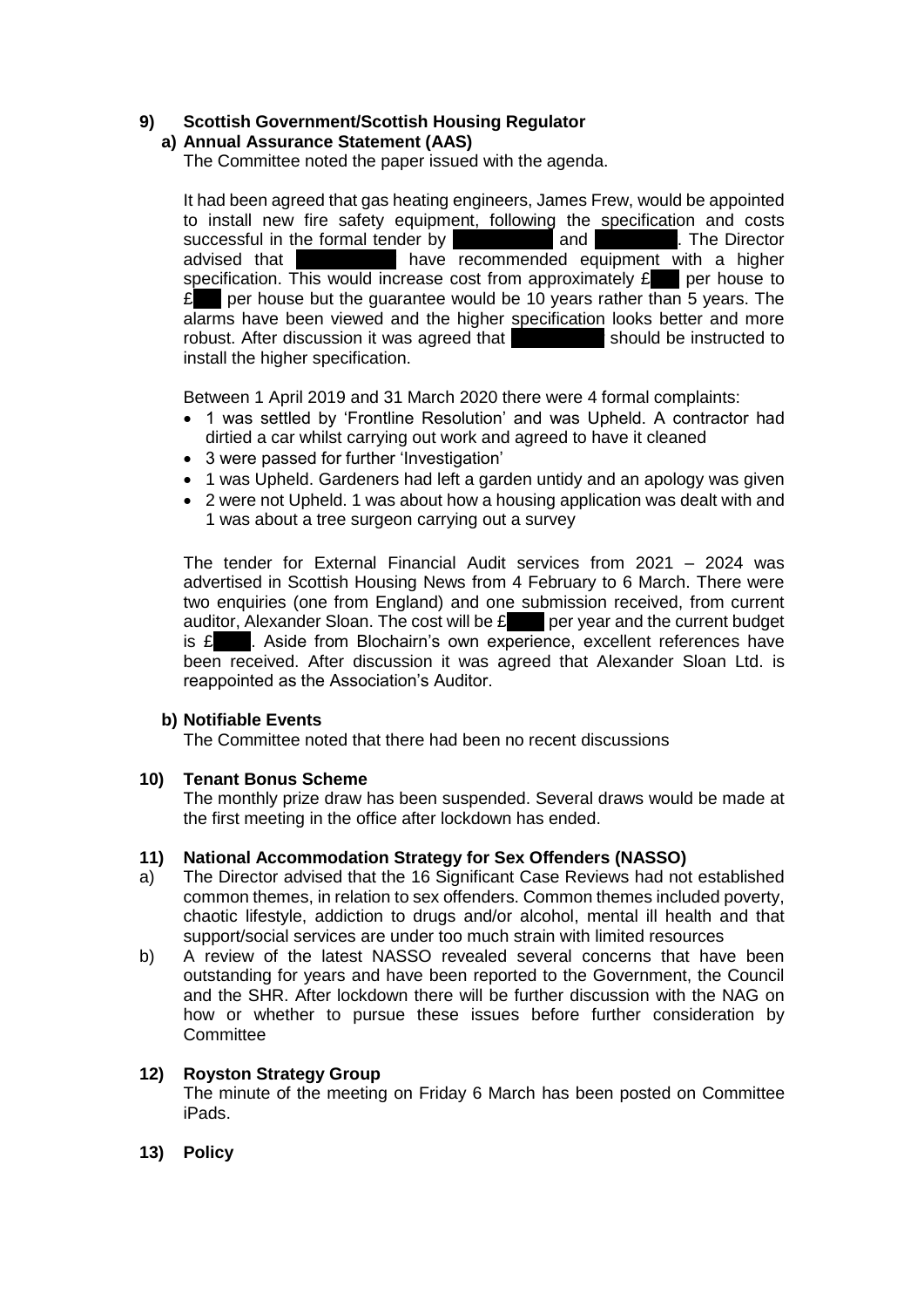**9) Scottish Government/Scottish Housing Regulator**

**a) Annual Assurance Statement (AAS)**

The Committee noted the paper issued with the agenda.

It had been agreed that gas heating engineers, James Frew, would be appointed to install new fire safety equipment, following the specification and costs successful in the formal tender by ████████ and ████████. The Director advised that ████████ have recommended equipment with a higher specification. This would increase cost from approximately £███ per house to £███ per house but the guarantee would be 10 years rather than 5 years. The alarms have been viewed and the higher specification looks better and more robust. After discussion it was agreed that ████████ should be instructed to install the higher specification.

Between 1 April 2019 and 31 March 2020 there were 4 formal complaints:

- 1 was settled by 'Frontline Resolution' and was Upheld. A contractor had dirtied a car whilst carrying out work and agreed to have it cleaned
- 3 were passed for further 'Investigation'
- 1 was Upheld. Gardeners had left a garden untidy and an apology was given
- 2 were not Upheld. 1 was about how a housing application was dealt with and 1 was about a tree surgeon carrying out a survey

The tender for External Financial Audit services from 2021 – 2024 was advertised in Scottish Housing News from 4 February to 6 March. There were two enquiries (one from England) and one submission received, from current auditor, Alexander Sloan. The cost will be £████ per year and the current budget is £████. Aside from Blochairn's own experience, excellent references have been received. After discussion it was agreed that Alexander Sloan Ltd. is reappointed as the Association's Auditor.

**b) Notifiable Events**

The Committee noted that there had been no recent discussions

**10) Tenant Bonus Scheme**

The monthly prize draw has been suspended. Several draws would be made at the first meeting in the office after lockdown has ended.

**11) National Accommodation Strategy for Sex Offenders (NASSO)**

a) The Director advised that the 16 Significant Case Reviews had not established common themes, in relation to sex offenders. Common themes included poverty, chaotic lifestyle, addiction to drugs and/or alcohol, mental ill health and that support/social services are under too much strain with limited resources

b) A review of the latest NASSO revealed several concerns that have been outstanding for years and have been reported to the Government, the Council and the SHR. After lockdown there will be further discussion with the NAG on how or whether to pursue these issues before further consideration by Committee

**12) Royston Strategy Group**

The minute of the meeting on Friday 6 March has been posted on Committee iPads.

**13) Policy**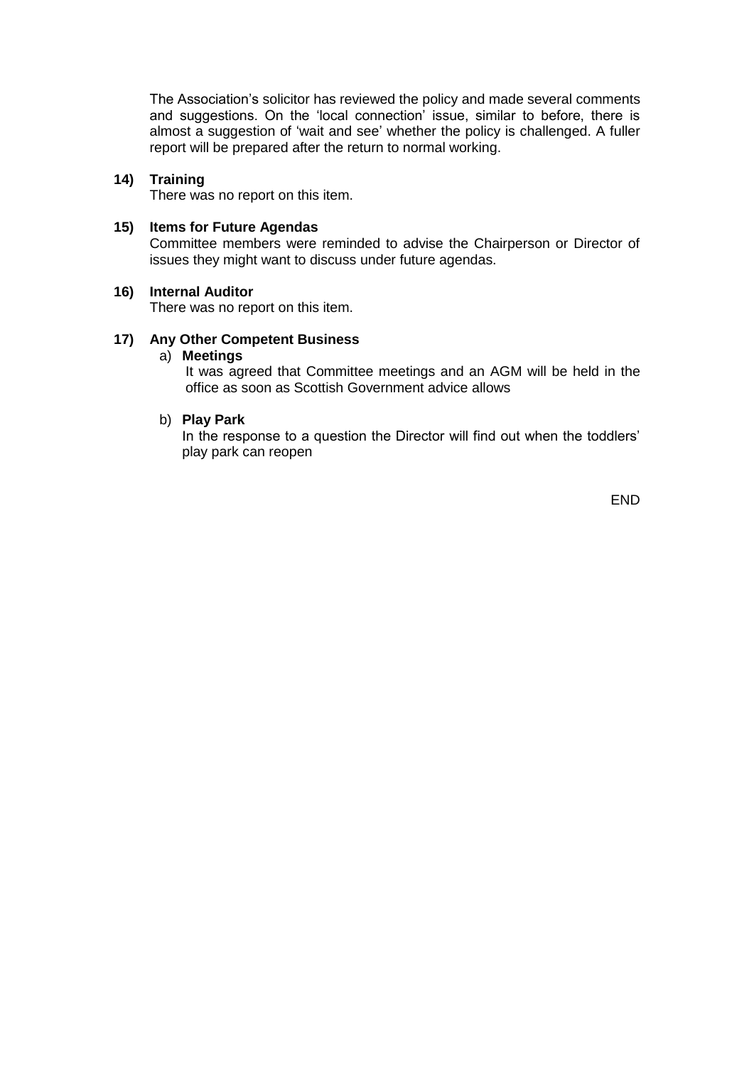The Association's solicitor has reviewed the policy and made several comments and suggestions. On the 'local connection' issue, similar to before, there is almost a suggestion of 'wait and see' whether the policy is challenged. A fuller report will be prepared after the return to normal working.

**14) Training**

There was no report on this item.

**15) Items for Future Agendas**

Committee members were reminded to advise the Chairperson or Director of issues they might want to discuss under future agendas.

**16) Internal Auditor**

There was no report on this item.

**17) Any Other Competent Business**

a) **Meetings**

It was agreed that Committee meetings and an AGM will be held in the office as soon as Scottish Government advice allows

b) **Play Park**

In the response to a question the Director will find out when the toddlers' play park can reopen

END